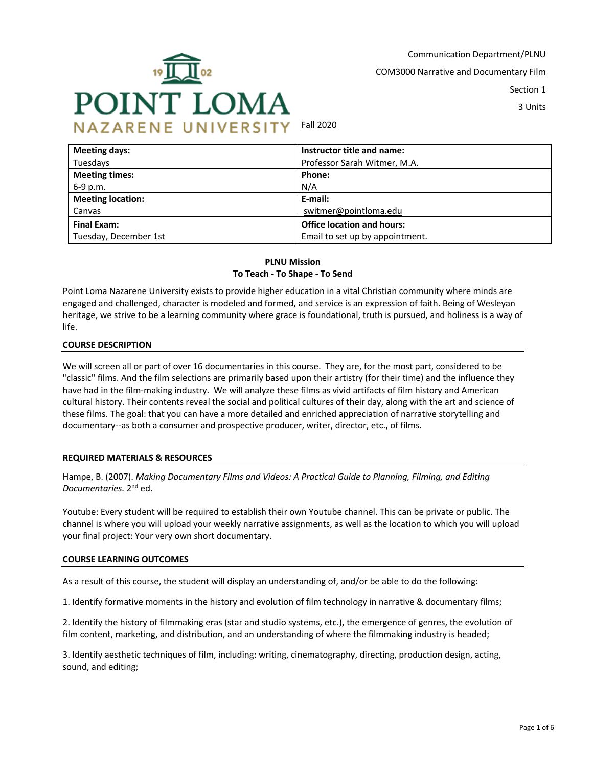Communication Department/PLNU

COM3000 Narrative and Documentary Film

Section 1

3 Units

Fall 2020

| Meeting days: | Instructor title and name: |
|---|---|
| Tuesdays | Professor Sarah Witmer, M.A. |
| **Meeting times:** | **Phone:** |
| 6-9 p.m. | N/A |
| **Meeting location:** | **E-mail:** |
| Canvas | switmer@pointloma.edu |
| **Final Exam:** | **Office location and hours:** |
| Tuesday, December 1st | Email to set up by appointment. |

**PLNU Mission**
**To Teach - To Shape - To Send**

Point Loma Nazarene University exists to provide higher education in a vital Christian community where minds are engaged and challenged, character is modeled and formed, and service is an expression of faith. Being of Wesleyan heritage, we strive to be a learning community where grace is foundational, truth is pursued, and holiness is a way of life.

## COURSE DESCRIPTION

We will screen all or part of over 16 documentaries in this course. They are, for the most part, considered to be "classic" films. And the film selections are primarily based upon their artistry (for their time) and the influence they have had in the film-making industry. We will analyze these films as vivid artifacts of film history and American cultural history. Their contents reveal the social and political cultures of their day, along with the art and science of these films. The goal: that you can have a more detailed and enriched appreciation of narrative storytelling and documentary--as both a consumer and prospective producer, writer, director, etc., of films.

## REQUIRED MATERIALS & RESOURCES

Hampe, B. (2007). *Making Documentary Films and Videos: A Practical Guide to Planning, Filming, and Editing Documentaries.* 2nd ed.

Youtube: Every student will be required to establish their own Youtube channel. This can be private or public. The channel is where you will upload your weekly narrative assignments, as well as the location to which you will upload your final project: Your very own short documentary.

## COURSE LEARNING OUTCOMES

As a result of this course, the student will display an understanding of, and/or be able to do the following:

1. Identify formative moments in the history and evolution of film technology in narrative & documentary films;

2. Identify the history of filmmaking eras (star and studio systems, etc.), the emergence of genres, the evolution of film content, marketing, and distribution, and an understanding of where the filmmaking industry is headed;

3. Identify aesthetic techniques of film, including: writing, cinematography, directing, production design, acting, sound, and editing;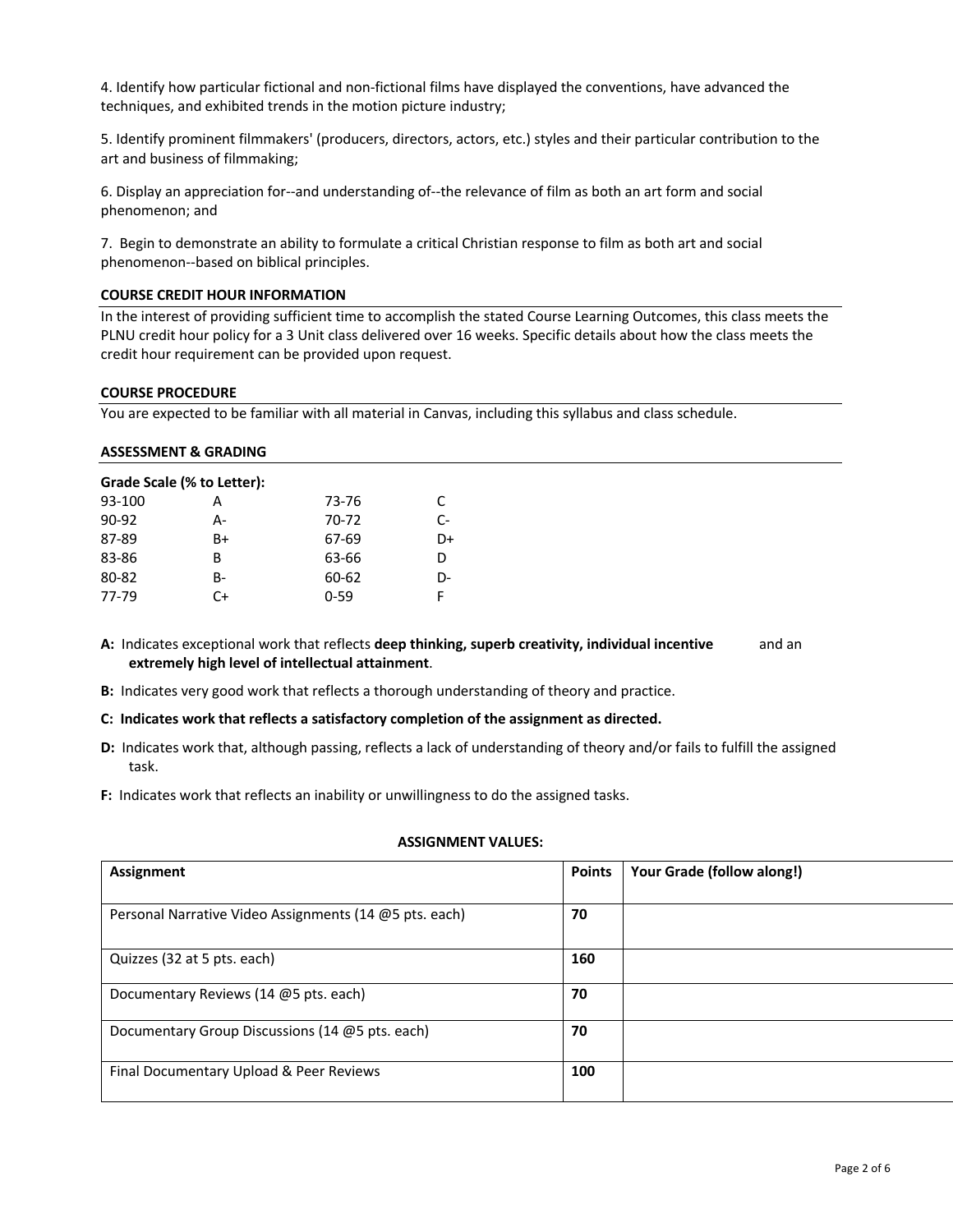4. Identify how particular fictional and non-fictional films have displayed the conventions, have advanced the techniques, and exhibited trends in the motion picture industry;

5. Identify prominent filmmakers' (producers, directors, actors, etc.) styles and their particular contribution to the art and business of filmmaking;

6. Display an appreciation for--and understanding of--the relevance of film as both an art form and social phenomenon; and

7. Begin to demonstrate an ability to formulate a critical Christian response to film as both art and social phenomenon--based on biblical principles.

### COURSE CREDIT HOUR INFORMATION

In the interest of providing sufficient time to accomplish the stated Course Learning Outcomes, this class meets the PLNU credit hour policy for a 3 Unit class delivered over 16 weeks. Specific details about how the class meets the credit hour requirement can be provided upon request.

### COURSE PROCEDURE

You are expected to be familiar with all material in Canvas, including this syllabus and class schedule.

### ASSESSMENT & GRADING

**Grade Scale (% to Letter):**

| | | | |
|---|---|---|---|
| 93-100 | A | 73-76 | C |
| 90-92 | A- | 70-72 | C- |
| 87-89 | B+ | 67-69 | D+ |
| 83-86 | B | 63-66 | D |
| 80-82 | B- | 60-62 | D- |
| 77-79 | C+ | 0-59 | F |

**A:** Indicates exceptional work that reflects **deep thinking, superb creativity, individual incentive** and an **extremely high level of intellectual attainment**.

**B:** Indicates very good work that reflects a thorough understanding of theory and practice.

**C: Indicates work that reflects a satisfactory completion of the assignment as directed.**

**D:** Indicates work that, although passing, reflects a lack of understanding of theory and/or fails to fulfill the assigned task.

**F:** Indicates work that reflects an inability or unwillingness to do the assigned tasks.

**ASSIGNMENT VALUES:**

| Assignment | Points | Your Grade (follow along!) |
|---|---|---|
| Personal Narrative Video Assignments (14 @5 pts. each) | **70** | |
| Quizzes (32 at 5 pts. each) | **160** | |
| Documentary Reviews (14 @5 pts. each) | **70** | |
| Documentary Group Discussions (14 @5 pts. each) | **70** | |
| Final Documentary Upload & Peer Reviews | **100** | |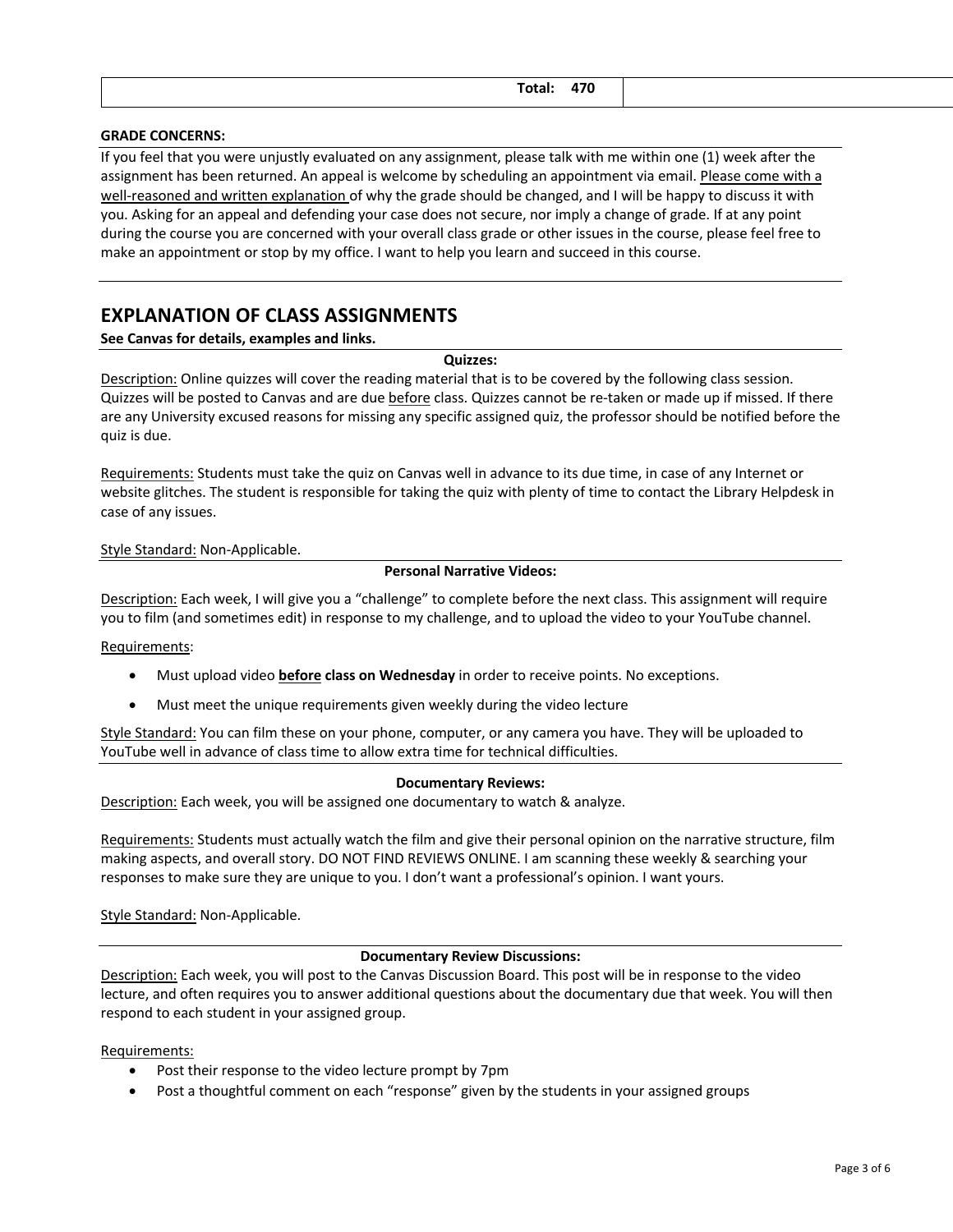| Total: 470 | |
|---|---|

**GRADE CONCERNS:**

If you feel that you were unjustly evaluated on any assignment, please talk with me within one (1) week after the assignment has been returned. An appeal is welcome by scheduling an appointment via email. Please come with a well-reasoned and written explanation of why the grade should be changed, and I will be happy to discuss it with you. Asking for an appeal and defending your case does not secure, nor imply a change of grade. If at any point during the course you are concerned with your overall class grade or other issues in the course, please feel free to make an appointment or stop by my office. I want to help you learn and succeed in this course.

## EXPLANATION OF CLASS ASSIGNMENTS

**See Canvas for details, examples and links.**

**Quizzes:**

Description: Online quizzes will cover the reading material that is to be covered by the following class session. Quizzes will be posted to Canvas and are due before class. Quizzes cannot be re-taken or made up if missed. If there are any University excused reasons for missing any specific assigned quiz, the professor should be notified before the quiz is due.

Requirements: Students must take the quiz on Canvas well in advance to its due time, in case of any Internet or website glitches. The student is responsible for taking the quiz with plenty of time to contact the Library Helpdesk in case of any issues.

Style Standard: Non-Applicable.

**Personal Narrative Videos:**

Description: Each week, I will give you a "challenge" to complete before the next class. This assignment will require you to film (and sometimes edit) in response to my challenge, and to upload the video to your YouTube channel.

Requirements:

- Must upload video **before class on Wednesday** in order to receive points. No exceptions.
- Must meet the unique requirements given weekly during the video lecture

Style Standard: You can film these on your phone, computer, or any camera you have. They will be uploaded to YouTube well in advance of class time to allow extra time for technical difficulties.

**Documentary Reviews:**

Description: Each week, you will be assigned one documentary to watch & analyze.

Requirements: Students must actually watch the film and give their personal opinion on the narrative structure, film making aspects, and overall story. DO NOT FIND REVIEWS ONLINE. I am scanning these weekly & searching your responses to make sure they are unique to you. I don't want a professional's opinion. I want yours.

Style Standard: Non-Applicable.

**Documentary Review Discussions:**

Description: Each week, you will post to the Canvas Discussion Board. This post will be in response to the video lecture, and often requires you to answer additional questions about the documentary due that week. You will then respond to each student in your assigned group.

Requirements:

- Post their response to the video lecture prompt by 7pm
- Post a thoughtful comment on each "response" given by the students in your assigned groups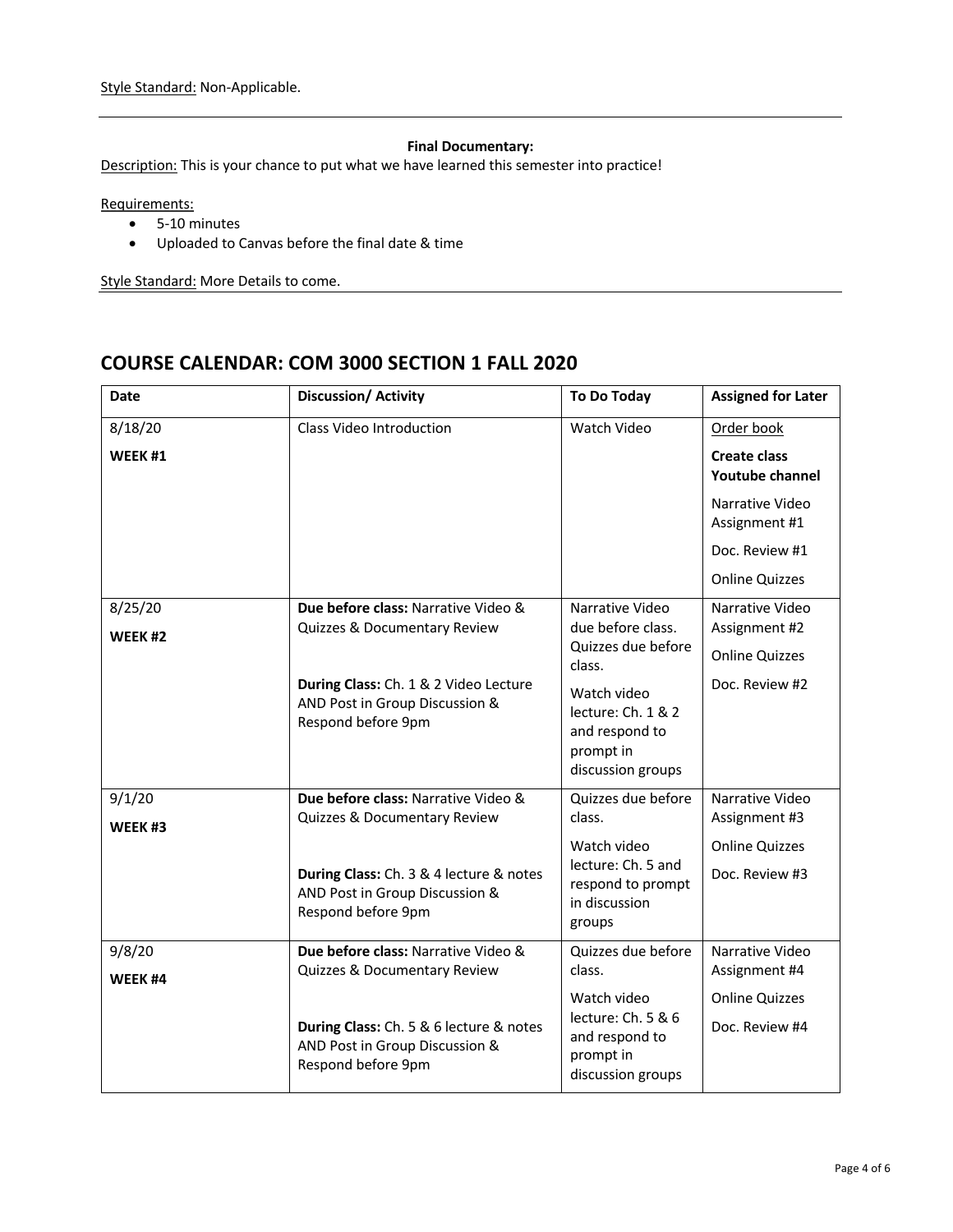Style Standard: Non-Applicable.

---

**Final Documentary:**

Description: This is your chance to put what we have learned this semester into practice!

Requirements:

- 5-10 minutes
- Uploaded to Canvas before the final date & time

Style Standard: More Details to come.

---

## COURSE CALENDAR: COM 3000 SECTION 1 FALL 2020

| Date | Discussion/ Activity | To Do Today | Assigned for Later |
|---|---|---|---|
| 8/18/20<br>**WEEK #1** | Class Video Introduction | Watch Video | Order book<br>**Create class Youtube channel**<br>Narrative Video Assignment #1<br>Doc. Review #1<br>Online Quizzes |
| 8/25/20<br>**WEEK #2** | **Due before class:** Narrative Video & Quizzes & Documentary Review<br>**During Class:** Ch. 1 & 2 Video Lecture AND Post in Group Discussion & Respond before 9pm | Narrative Video due before class.<br>Quizzes due before class.<br>Watch video lecture: Ch. 1 & 2 and respond to prompt in discussion groups | Narrative Video Assignment #2<br>Online Quizzes<br>Doc. Review #2 |
| 9/1/20<br>**WEEK #3** | **Due before class:** Narrative Video & Quizzes & Documentary Review<br>**During Class:** Ch. 3 & 4 lecture & notes AND Post in Group Discussion & Respond before 9pm | Quizzes due before class.<br>Watch video lecture: Ch. 5 and respond to prompt in discussion groups | Narrative Video Assignment #3<br>Online Quizzes<br>Doc. Review #3 |
| 9/8/20<br>**WEEK #4** | **Due before class:** Narrative Video & Quizzes & Documentary Review<br>**During Class:** Ch. 5 & 6 lecture & notes AND Post in Group Discussion & Respond before 9pm | Quizzes due before class.<br>Watch video lecture: Ch. 5 & 6 and respond to prompt in discussion groups | Narrative Video Assignment #4<br>Online Quizzes<br>Doc. Review #4 |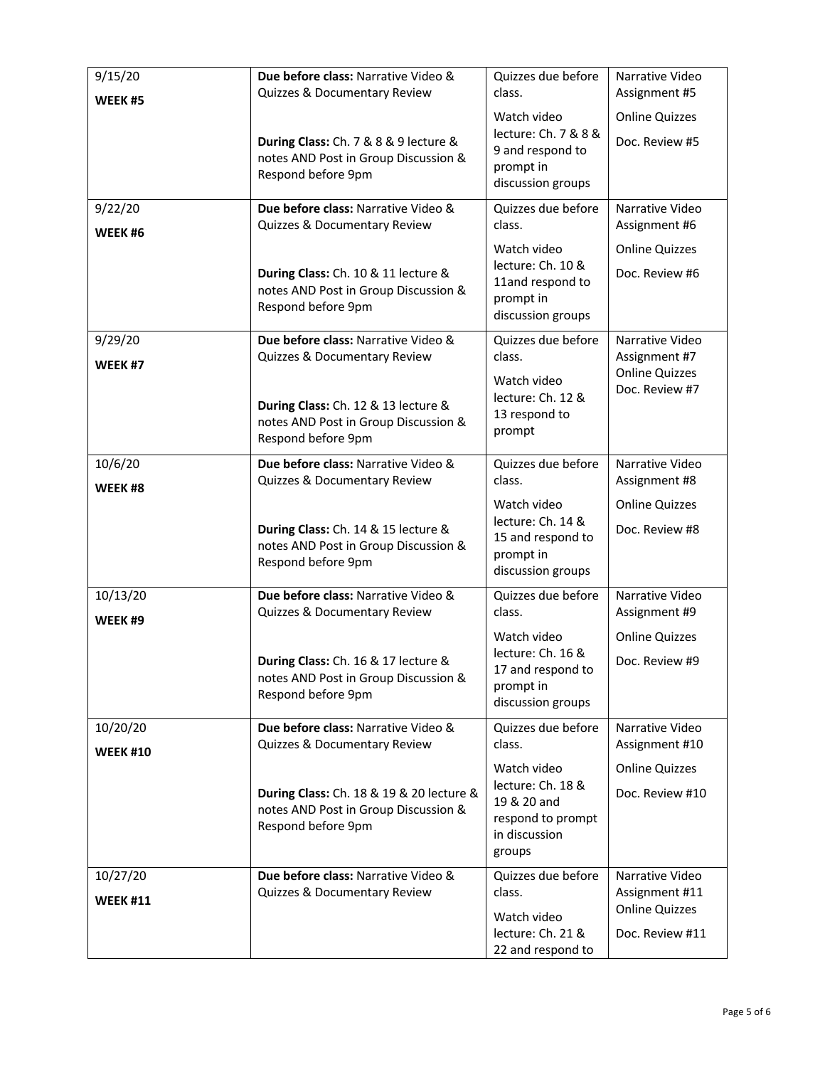| 9/15/20 **WEEK #5** | **Due before class:** Narrative Video & Quizzes & Documentary Review<br><br>**During Class:** Ch. 7 & 8 & 9 lecture & notes AND Post in Group Discussion & Respond before 9pm | Quizzes due before class.<br>Watch video lecture: Ch. 7 & 8 & 9 and respond to prompt in discussion groups | Narrative Video Assignment #5<br>Online Quizzes<br>Doc. Review #5 |
|---|---|---|---|
| 9/22/20 **WEEK #6** | **Due before class:** Narrative Video & Quizzes & Documentary Review<br><br>**During Class:** Ch. 10 & 11 lecture & notes AND Post in Group Discussion & Respond before 9pm | Quizzes due before class.<br>Watch video lecture: Ch. 10 & 11and respond to prompt in discussion groups | Narrative Video Assignment #6<br>Online Quizzes<br>Doc. Review #6 |
| 9/29/20 **WEEK #7** | **Due before class:** Narrative Video & Quizzes & Documentary Review<br><br>**During Class:** Ch. 12 & 13 lecture & notes AND Post in Group Discussion & Respond before 9pm | Quizzes due before class.<br>Watch video lecture: Ch. 12 & 13 respond to prompt | Narrative Video Assignment #7<br>Online Quizzes<br>Doc. Review #7 |
| 10/6/20 **WEEK #8** | **Due before class:** Narrative Video & Quizzes & Documentary Review<br><br>**During Class:** Ch. 14 & 15 lecture & notes AND Post in Group Discussion & Respond before 9pm | Quizzes due before class.<br>Watch video lecture: Ch. 14 & 15 and respond to prompt in discussion groups | Narrative Video Assignment #8<br>Online Quizzes<br>Doc. Review #8 |
| 10/13/20 **WEEK #9** | **Due before class:** Narrative Video & Quizzes & Documentary Review<br><br>**During Class:** Ch. 16 & 17 lecture & notes AND Post in Group Discussion & Respond before 9pm | Quizzes due before class.<br>Watch video lecture: Ch. 16 & 17 and respond to prompt in discussion groups | Narrative Video Assignment #9<br>Online Quizzes<br>Doc. Review #9 |
| 10/20/20 **WEEK #10** | **Due before class:** Narrative Video & Quizzes & Documentary Review<br><br>**During Class:** Ch. 18 & 19 & 20 lecture & notes AND Post in Group Discussion & Respond before 9pm | Quizzes due before class.<br>Watch video lecture: Ch. 18 & 19 & 20 and respond to prompt in discussion groups | Narrative Video Assignment #10<br>Online Quizzes<br>Doc. Review #10 |
| 10/27/20 **WEEK #11** | **Due before class:** Narrative Video & Quizzes & Documentary Review | Quizzes due before class.<br>Watch video lecture: Ch. 21 & 22 and respond to | Narrative Video Assignment #11<br>Online Quizzes<br>Doc. Review #11 |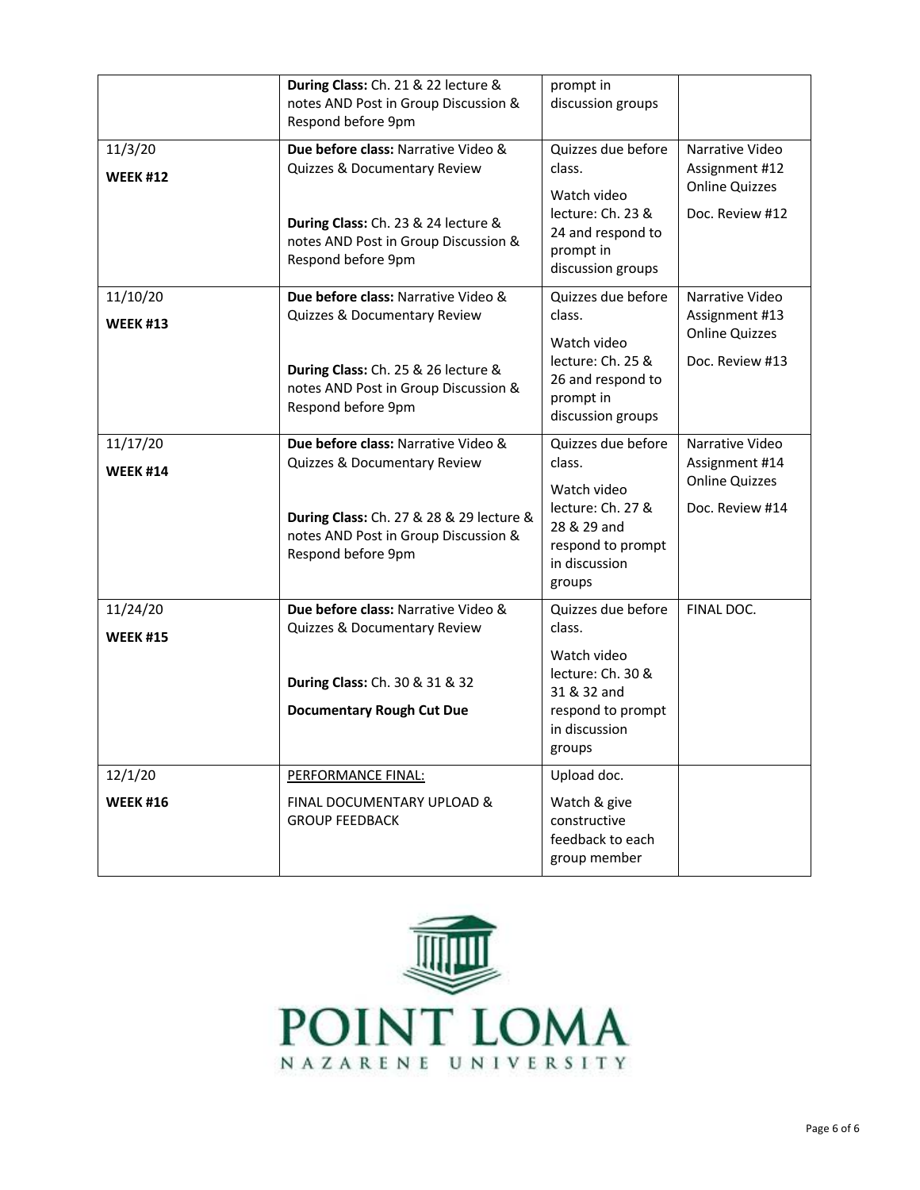| | | | |
|---|---|---|---|
| | **During Class:** Ch. 21 & 22 lecture & notes AND Post in Group Discussion & Respond before 9pm | prompt in discussion groups | |
| 11/3/20<br>**WEEK #12** | **Due before class:** Narrative Video & Quizzes & Documentary Review<br><br>**During Class:** Ch. 23 & 24 lecture & notes AND Post in Group Discussion & Respond before 9pm | Quizzes due before class.<br>Watch video lecture: Ch. 23 & 24 and respond to prompt in discussion groups | Narrative Video Assignment #12 Online Quizzes<br>Doc. Review #12 |
| 11/10/20<br>**WEEK #13** | **Due before class:** Narrative Video & Quizzes & Documentary Review<br><br>**During Class:** Ch. 25 & 26 lecture & notes AND Post in Group Discussion & Respond before 9pm | Quizzes due before class.<br>Watch video lecture: Ch. 25 & 26 and respond to prompt in discussion groups | Narrative Video Assignment #13 Online Quizzes<br>Doc. Review #13 |
| 11/17/20<br>**WEEK #14** | **Due before class:** Narrative Video & Quizzes & Documentary Review<br><br>**During Class:** Ch. 27 & 28 & 29 lecture & notes AND Post in Group Discussion & Respond before 9pm | Quizzes due before class.<br>Watch video lecture: Ch. 27 & 28 & 29 and respond to prompt in discussion groups | Narrative Video Assignment #14 Online Quizzes<br>Doc. Review #14 |
| 11/24/20<br>**WEEK #15** | **Due before class:** Narrative Video & Quizzes & Documentary Review<br><br>**During Class:** Ch. 30 & 31 & 32<br>**Documentary Rough Cut Due** | Quizzes due before class.<br>Watch video lecture: Ch. 30 & 31 & 32 and respond to prompt in discussion groups | FINAL DOC. |
| 12/1/20<br>**WEEK #16** | PERFORMANCE FINAL:<br>FINAL DOCUMENTARY UPLOAD & GROUP FEEDBACK | Upload doc.<br>Watch & give constructive feedback to each group member | |

POINT LOMA
NAZARENE UNIVERSITY